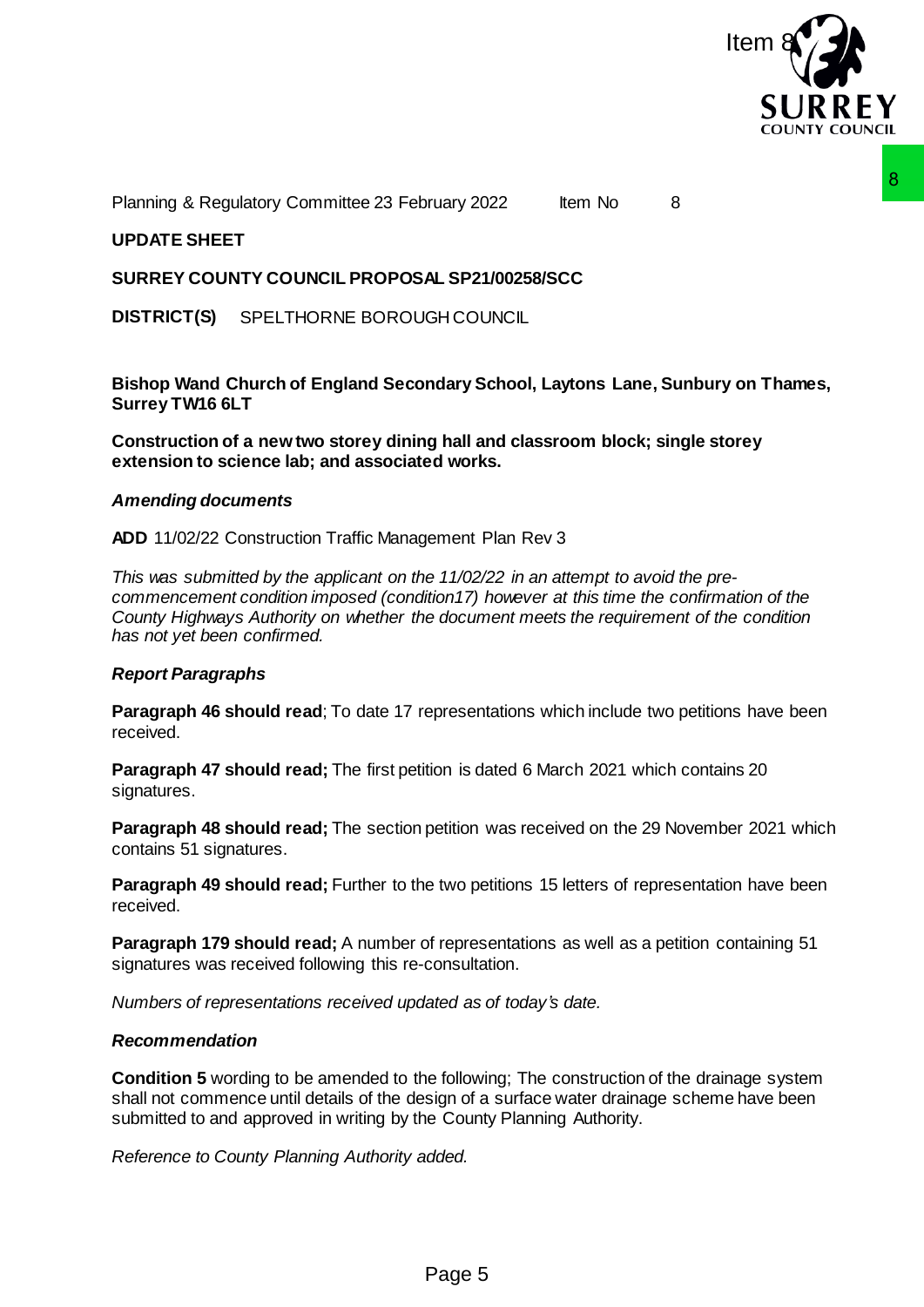Planning & Regulatory Committee 23 February 2022 Item No 8

**UPDATE SHEET**

**SURREY COUNTY COUNCIL PROPOSAL SP21/00258/SCC**

**DISTRICT(S)** SPELTHORNE BOROUGH COUNCIL

**Bishop Wand Church of England Secondary School, Laytons Lane, Sunbury on Thames, Surrey TW16 6LT**

**Construction of a new two storey dining hall and classroom block; single storey extension to science lab; and associated works.**

***Amending documents***

**ADD** 11/02/22 Construction Traffic Management Plan Rev 3

*This was submitted by the applicant on the 11/02/22 in an attempt to avoid the pre-commencement condition imposed (condition17) however at this time the confirmation of the County Highways Authority on whether the document meets the requirement of the condition has not yet been confirmed.*

***Report Paragraphs***

**Paragraph 46 should read**; To date 17 representations which include two petitions have been received.

**Paragraph 47 should read;** The first petition is dated 6 March 2021 which contains 20 signatures.

**Paragraph 48 should read;** The section petition was received on the 29 November 2021 which contains 51 signatures.

**Paragraph 49 should read;** Further to the two petitions 15 letters of representation have been received.

**Paragraph 179 should read;** A number of representations as well as a petition containing 51 signatures was received following this re-consultation.

*Numbers of representations received updated as of today's date.*

***Recommendation***

**Condition 5** wording to be amended to the following; The construction of the drainage system shall not commence until details of the design of a surface water drainage scheme have been submitted to and approved in writing by the County Planning Authority.

*Reference to County Planning Authority added.*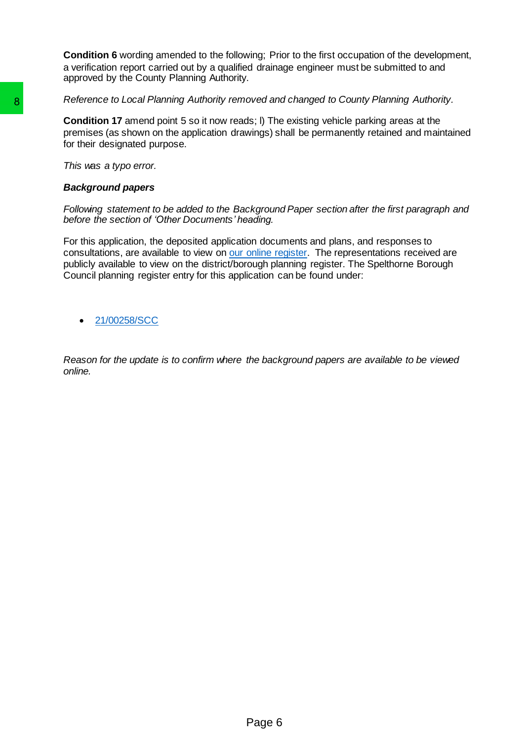**Condition 6** wording amended to the following; Prior to the first occupation of the development, a verification report carried out by a qualified drainage engineer must be submitted to and approved by the County Planning Authority.

*Reference to Local Planning Authority removed and changed to County Planning Authority.*

**Condition 17** amend point 5 so it now reads; l) The existing vehicle parking areas at the premises (as shown on the application drawings) shall be permanently retained and maintained for their designated purpose.

*This was a typo error.*

***Background papers***

*Following statement to be added to the Background Paper section after the first paragraph and before the section of 'Other Documents' heading.*

For this application, the deposited application documents and plans, and responses to consultations, are available to view on our online register. The representations received are publicly available to view on the district/borough planning register. The Spelthorne Borough Council planning register entry for this application can be found under:

- 21/00258/SCC

*Reason for the update is to confirm where the background papers are available to be viewed online.*